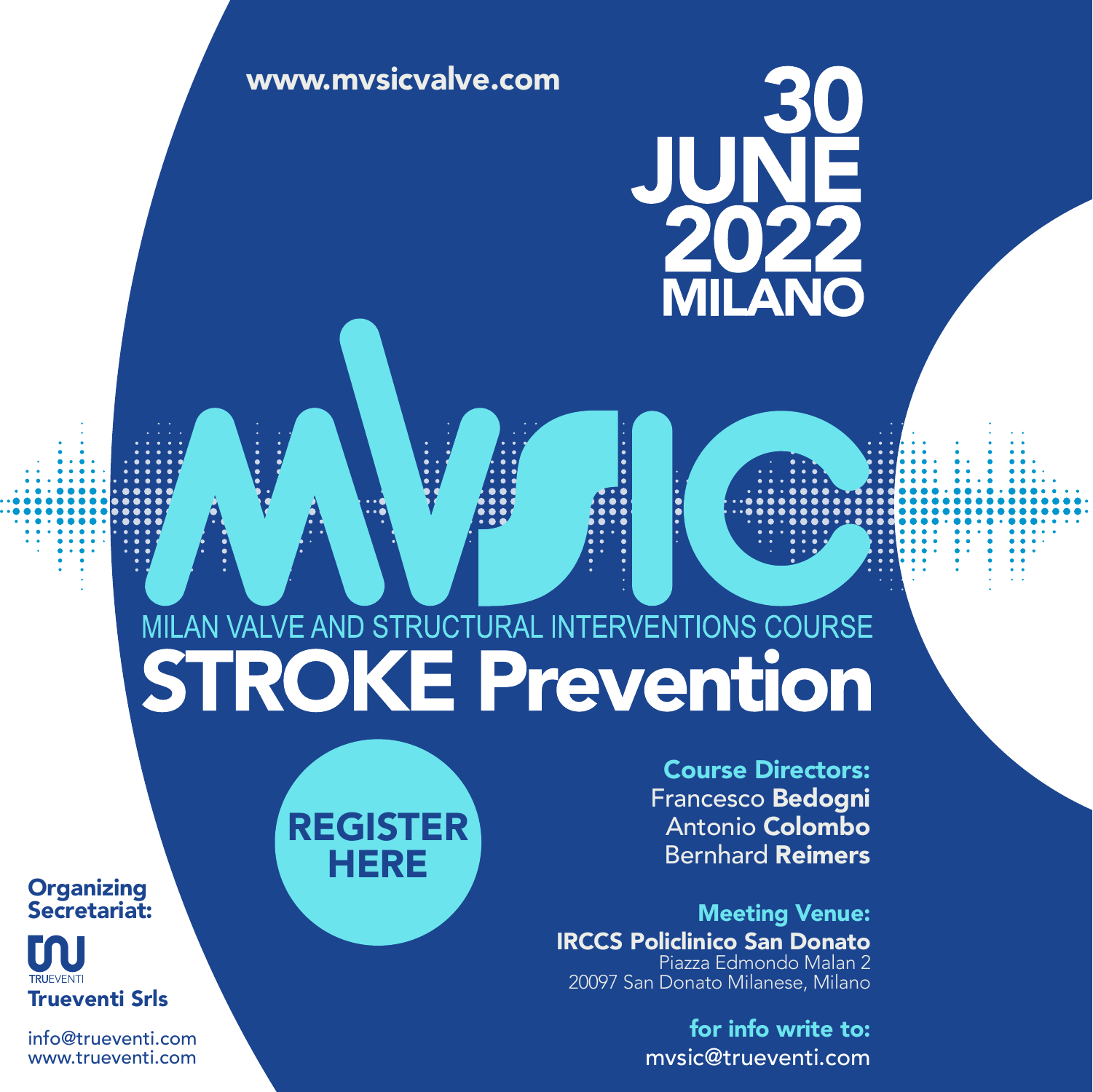www.mvsicvalve.com

# 30 JUNE 2022 MILANO

# MVSIC

MILAN VALVE AND STRUCTURAL INTERVENTIONS COURSE

# STROKE Prevention

REGISTER HERE

**Course Directors:**
Francesco **Bedogni**
Antonio **Colombo**
Bernhard **Reimers**

**Meeting Venue:**
**IRCCS Policlinico San Donato**
Piazza Edmondo Malan 2
20097 San Donato Milanese, Milano

**for info write to:**
mvsic@trueventi.com

**Organizing Secretariat:**

TRUEVENTI

**Trueventi Srls**

info@trueventi.com
www.trueventi.com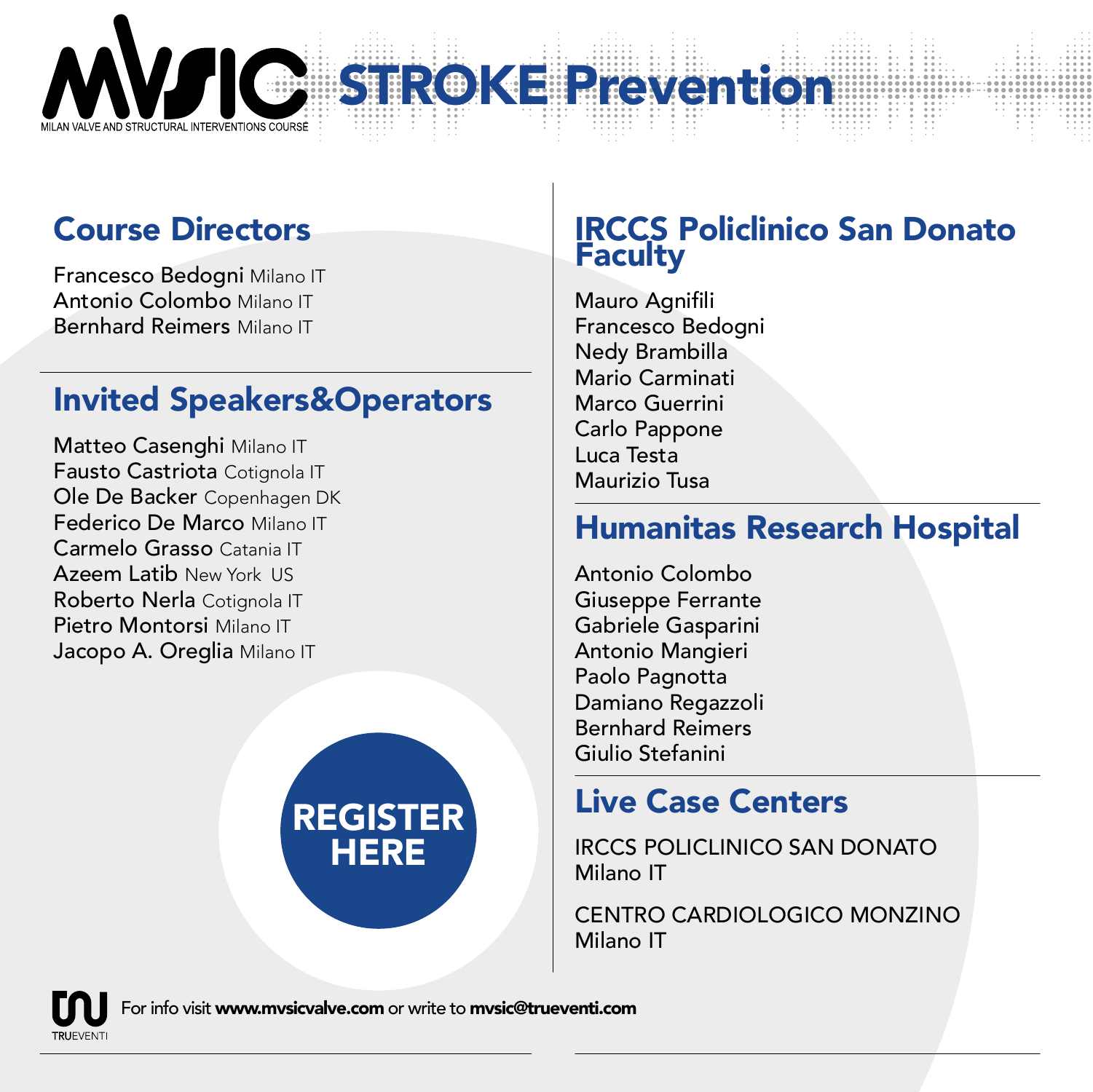# MVSIC STROKE Prevention

MILAN VALVE AND STRUCTURAL INTERVENTIONS COURSE

## Course Directors

Francesco Bedogni Milano IT
Antonio Colombo Milano IT
Bernhard Reimers Milano IT

## Invited Speakers&Operators

Matteo Casenghi Milano IT
Fausto Castriota Cotignola IT
Ole De Backer Copenhagen DK
Federico De Marco Milano IT
Carmelo Grasso Catania IT
Azeem Latib New York US
Roberto Nerla Cotignola IT
Pietro Montorsi Milano IT
Jacopo A. Oreglia Milano IT

**REGISTER HERE**

## IRCCS Policlinico San Donato Faculty

Mauro Agnifili
Francesco Bedogni
Nedy Brambilla
Mario Carminati
Marco Guerrini
Carlo Pappone
Luca Testa
Maurizio Tusa

## Humanitas Research Hospital

Antonio Colombo
Giuseppe Ferrante
Gabriele Gasparini
Antonio Mangieri
Paolo Pagnotta
Damiano Regazzoli
Bernhard Reimers
Giulio Stefanini

## Live Case Centers

IRCCS POLICLINICO SAN DONATO
Milano IT

CENTRO CARDIOLOGICO MONZINO
Milano IT

TRUEVENTI

For info visit **www.mvsicvalve.com** or write to **mvsic@trueventi.com**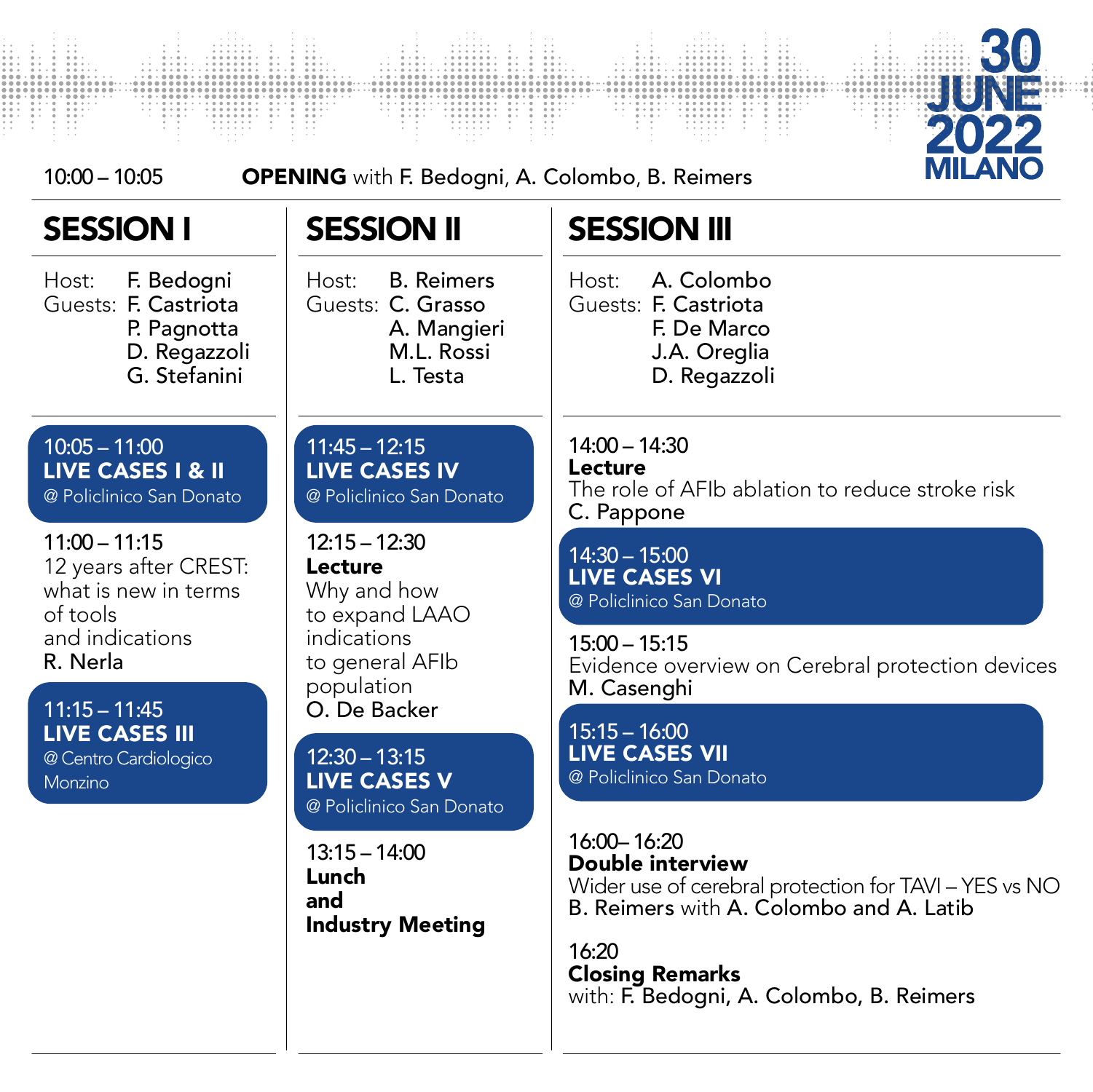**30 JUNE 2022 MILANO**

10:00 – 10:05 **OPENING** with F. Bedogni, A. Colombo, B. Reimers

## SESSION I

Host: F. Bedogni
Guests: F. Castriota, P. Pagnotta, D. Regazzoli, G. Stefanini

**10:05 – 11:00**
**LIVE CASES I & II**
@ Policlinico San Donato

**11:00 – 11:15**
12 years after CREST: what is new in terms of tools and indications
R. Nerla

**11:15 – 11:45**
**LIVE CASES III**
@ Centro Cardiologico Monzino

## SESSION II

Host: B. Reimers
Guests: C. Grasso, A. Mangieri, M.L. Rossi, L. Testa

**11:45 – 12:15**
**LIVE CASES IV**
@ Policlinico San Donato

**12:15 – 12:30**
**Lecture**
Why and how to expand LAAO indications to general AFIb population
O. De Backer

**12:30 – 13:15**
**LIVE CASES V**
@ Policlinico San Donato

**13:15 – 14:00**
**Lunch and Industry Meeting**

## SESSION III

Host: A. Colombo
Guests: F. Castriota, F. De Marco, J.A. Oreglia, D. Regazzoli

**14:00 – 14:30**
**Lecture**
The role of AFIb ablation to reduce stroke risk
C. Pappone

**14:30 – 15:00**
**LIVE CASES VI**
@ Policlinico San Donato

**15:00 – 15:15**
Evidence overview on Cerebral protection devices
M. Casenghi

**15:15 – 16:00**
**LIVE CASES VII**
@ Policlinico San Donato

**16:00– 16:20**
**Double interview**
Wider use of cerebral protection for TAVI – YES vs NO
B. Reimers with A. Colombo and A. Latib

**16:20**
**Closing Remarks**
with: F. Bedogni, A. Colombo, B. Reimers